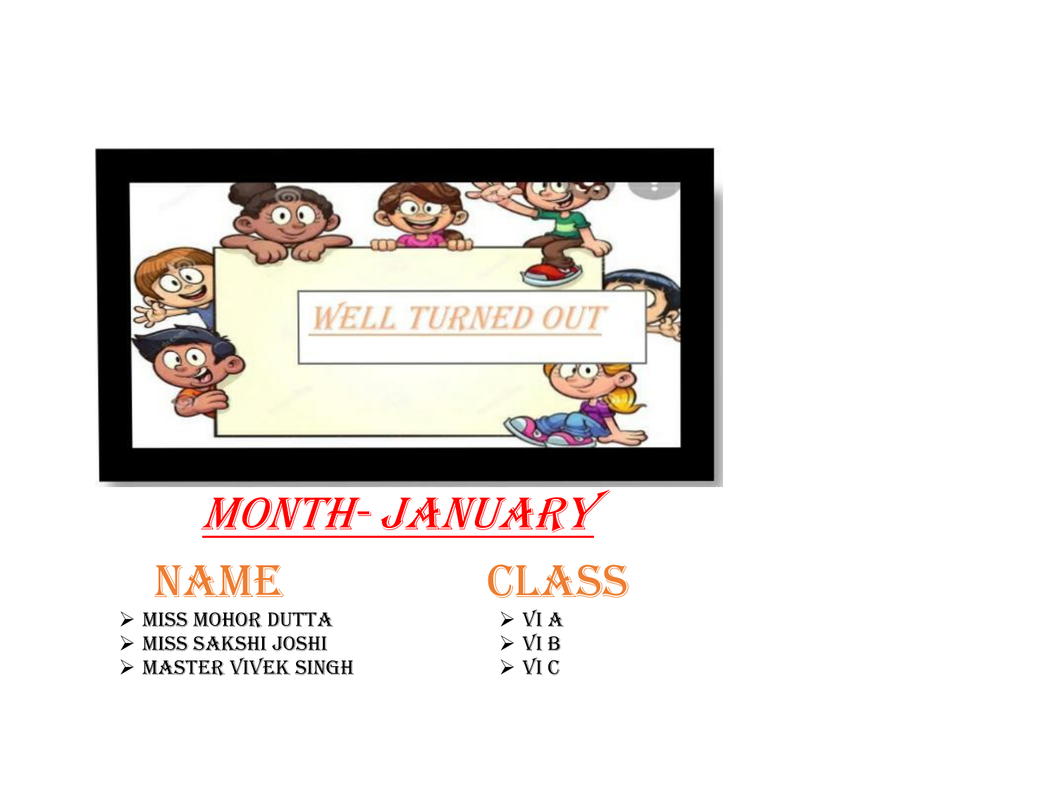WELL TURNED OUT

# MONTH- JANUARY

| NAME | CLASS |
| --- | --- |
| MISS MOHOR DUTTA | VI A |
| MISS SAKSHI JOSHI | VI B |
| MASTER VIVEK SINGH | VI C |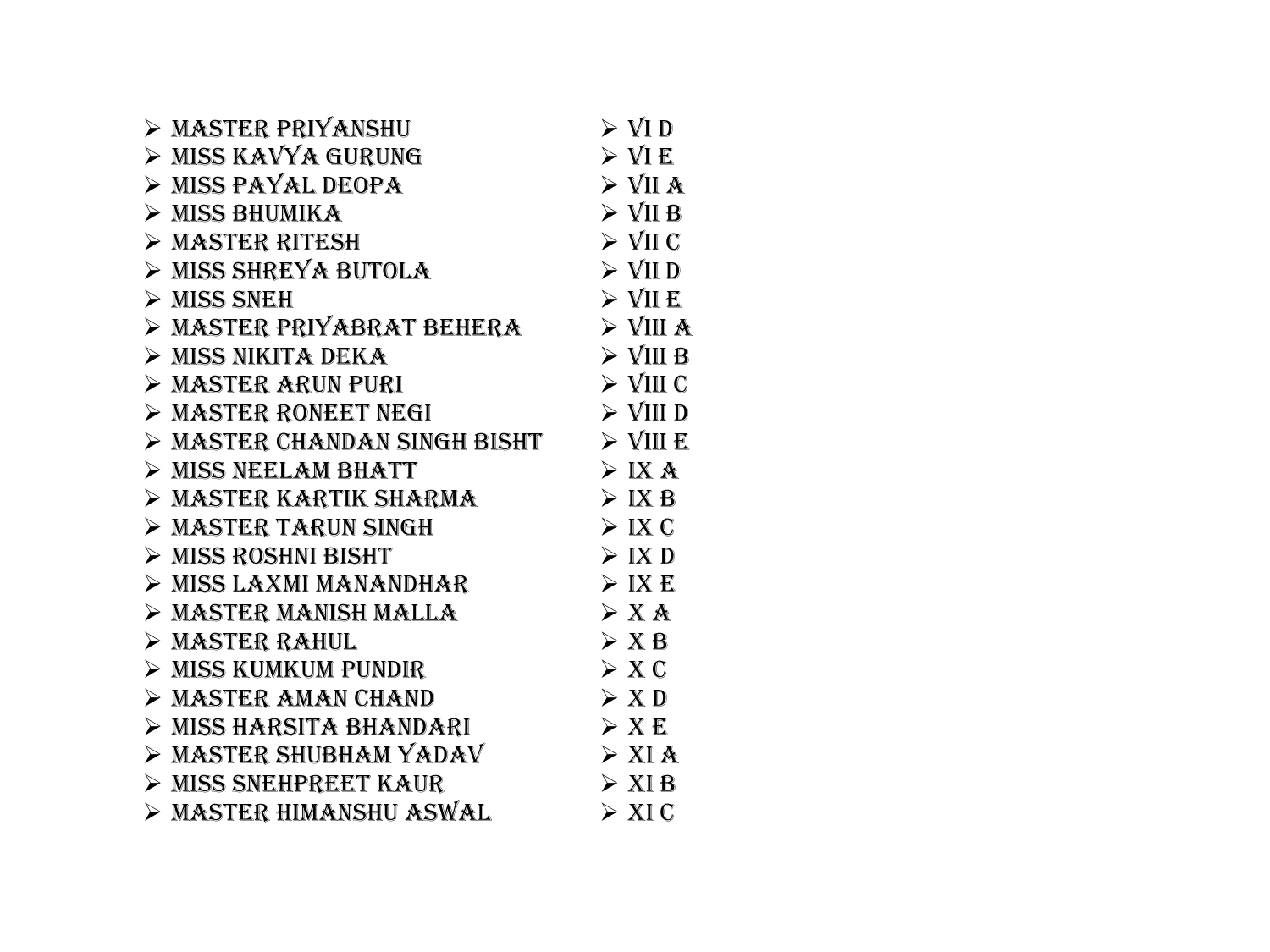| | |
|---|---|
| ➢ MASTER PRIYANSHU | ➢ VI D |
| ➢ MISS KAVYA GURUNG | ➢ VI E |
| ➢ MISS PAYAL DEOPA | ➢ VII A |
| ➢ MISS BHUMIKA | ➢ VII B |
| ➢ MASTER RITESH | ➢ VII C |
| ➢ MISS SHREYA BUTOLA | ➢ VII D |
| ➢ MISS SNEH | ➢ VII E |
| ➢ MASTER PRIYABRAT BEHERA | ➢ VIII A |
| ➢ MISS NIKITA DEKA | ➢ VIII B |
| ➢ MASTER ARUN PURI | ➢ VIII C |
| ➢ MASTER RONEET NEGI | ➢ VIII D |
| ➢ MASTER CHANDAN SINGH BISHT | ➢ VIII E |
| ➢ MISS NEELAM BHATT | ➢ IX A |
| ➢ MASTER KARTIK SHARMA | ➢ IX B |
| ➢ MASTER TARUN SINGH | ➢ IX C |
| ➢ MISS ROSHNI BISHT | ➢ IX D |
| ➢ MISS LAXMI MANANDHAR | ➢ IX E |
| ➢ MASTER MANISH MALLA | ➢ X A |
| ➢ MASTER RAHUL | ➢ X B |
| ➢ MISS KUMKUM PUNDIR | ➢ X C |
| ➢ MASTER AMAN CHAND | ➢ X D |
| ➢ MISS HARSITA BHANDARI | ➢ X E |
| ➢ MASTER SHUBHAM YADAV | ➢ XI A |
| ➢ MISS SNEHPREET KAUR | ➢ XI B |
| ➢ MASTER HIMANSHU ASWAL | ➢ XI C |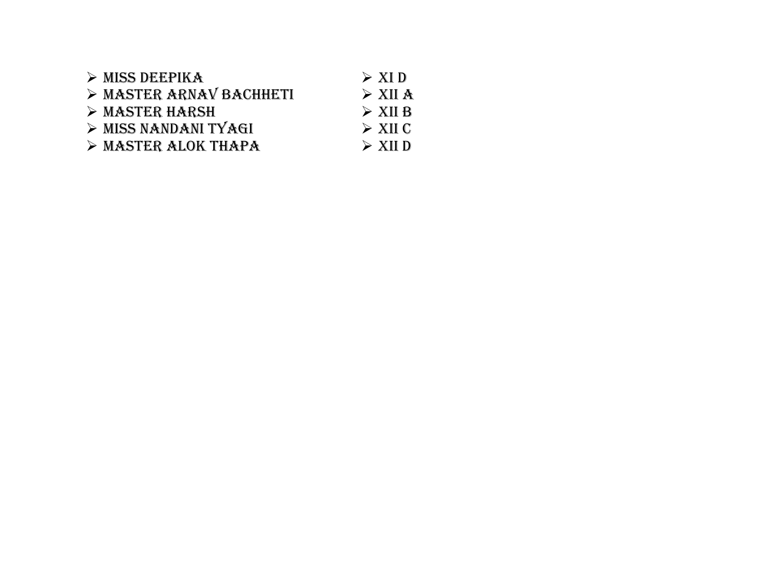| | |
|---|---|
| MISS DEEPIKA | XI D |
| MASTER ARNAV BACHHETI | XII A |
| MASTER HARSH | XII B |
| MISS NANDANI TYAGI | XII C |
| MASTER ALOK THAPA | XII D |